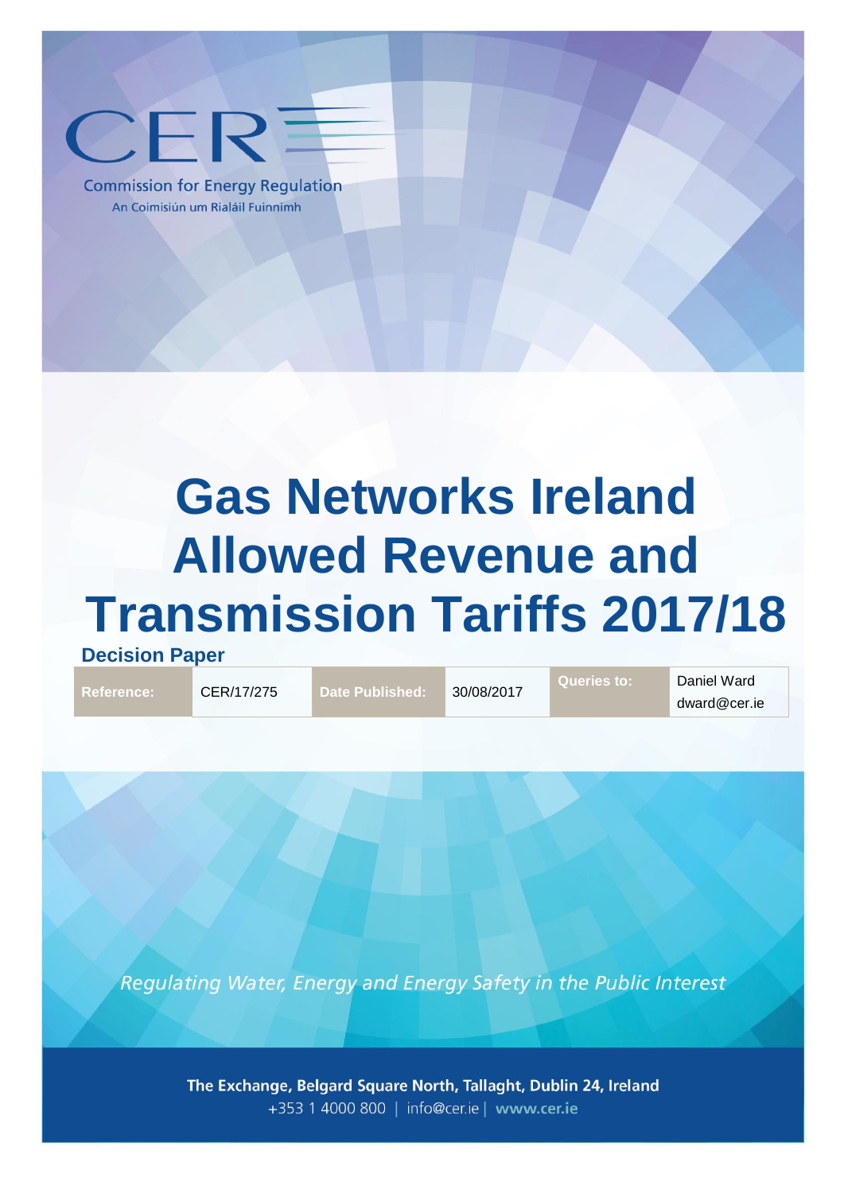CER

Commission for Energy Regulation

An Coimisiún um Rialáil Fuinnimh

# Gas Networks Ireland Allowed Revenue and Transmission Tariffs 2017/18

## Decision Paper

| Reference: | CER/17/275 | Date Published: | 30/08/2017 | Queries to: | Daniel Ward dward@cer.ie |
|---|---|---|---|---|---|

*Regulating Water, Energy and Energy Safety in the Public Interest*

**The Exchange, Belgard Square North, Tallaght, Dublin 24, Ireland**
+353 1 4000 800 | info@cer.ie | **www.cer.ie**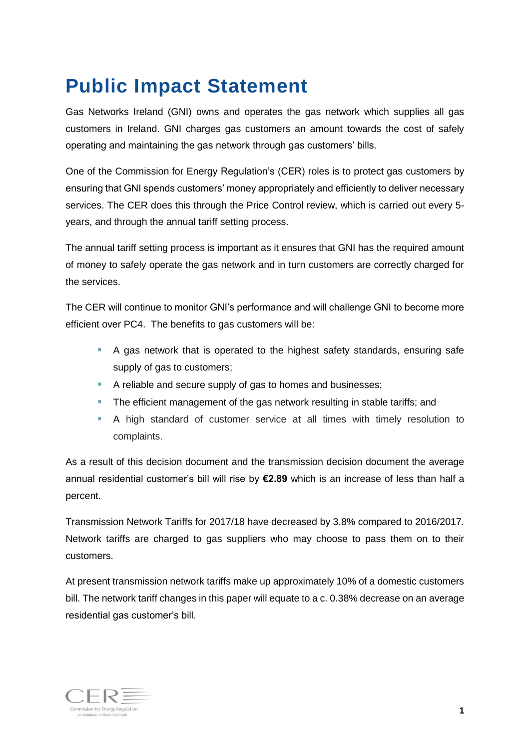# Public Impact Statement

Gas Networks Ireland (GNI) owns and operates the gas network which supplies all gas customers in Ireland. GNI charges gas customers an amount towards the cost of safely operating and maintaining the gas network through gas customers' bills.

One of the Commission for Energy Regulation's (CER) roles is to protect gas customers by ensuring that GNI spends customers' money appropriately and efficiently to deliver necessary services. The CER does this through the Price Control review, which is carried out every 5-years, and through the annual tariff setting process.

The annual tariff setting process is important as it ensures that GNI has the required amount of money to safely operate the gas network and in turn customers are correctly charged for the services.

The CER will continue to monitor GNI's performance and will challenge GNI to become more efficient over PC4. The benefits to gas customers will be:

- A gas network that is operated to the highest safety standards, ensuring safe supply of gas to customers;
- A reliable and secure supply of gas to homes and businesses;
- The efficient management of the gas network resulting in stable tariffs; and
- A high standard of customer service at all times with timely resolution to complaints.

As a result of this decision document and the transmission decision document the average annual residential customer's bill will rise by **€2.89** which is an increase of less than half a percent.

Transmission Network Tariffs for 2017/18 have decreased by 3.8% compared to 2016/2017. Network tariffs are charged to gas suppliers who may choose to pass them on to their customers.

At present transmission network tariffs make up approximately 10% of a domestic customers bill. The network tariff changes in this paper will equate to a c. 0.38% decrease on an average residential gas customer's bill.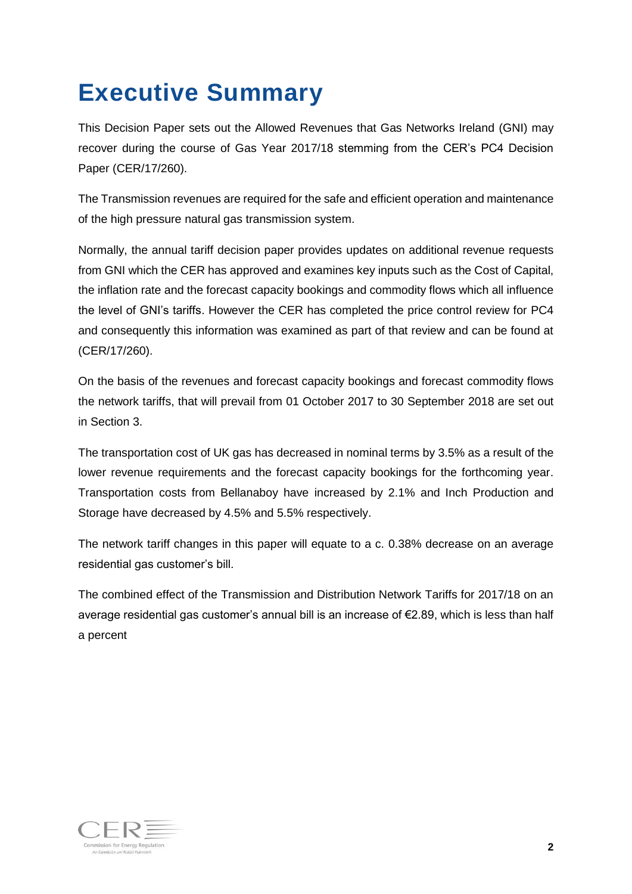# Executive Summary

This Decision Paper sets out the Allowed Revenues that Gas Networks Ireland (GNI) may recover during the course of Gas Year 2017/18 stemming from the CER's PC4 Decision Paper (CER/17/260).

The Transmission revenues are required for the safe and efficient operation and maintenance of the high pressure natural gas transmission system.

Normally, the annual tariff decision paper provides updates on additional revenue requests from GNI which the CER has approved and examines key inputs such as the Cost of Capital, the inflation rate and the forecast capacity bookings and commodity flows which all influence the level of GNI's tariffs. However the CER has completed the price control review for PC4 and consequently this information was examined as part of that review and can be found at (CER/17/260).

On the basis of the revenues and forecast capacity bookings and forecast commodity flows the network tariffs, that will prevail from 01 October 2017 to 30 September 2018 are set out in Section 3.

The transportation cost of UK gas has decreased in nominal terms by 3.5% as a result of the lower revenue requirements and the forecast capacity bookings for the forthcoming year. Transportation costs from Bellanaboy have increased by 2.1% and Inch Production and Storage have decreased by 4.5% and 5.5% respectively.

The network tariff changes in this paper will equate to a c. 0.38% decrease on an average residential gas customer's bill.

The combined effect of the Transmission and Distribution Network Tariffs for 2017/18 on an average residential gas customer's annual bill is an increase of €2.89, which is less than half a percent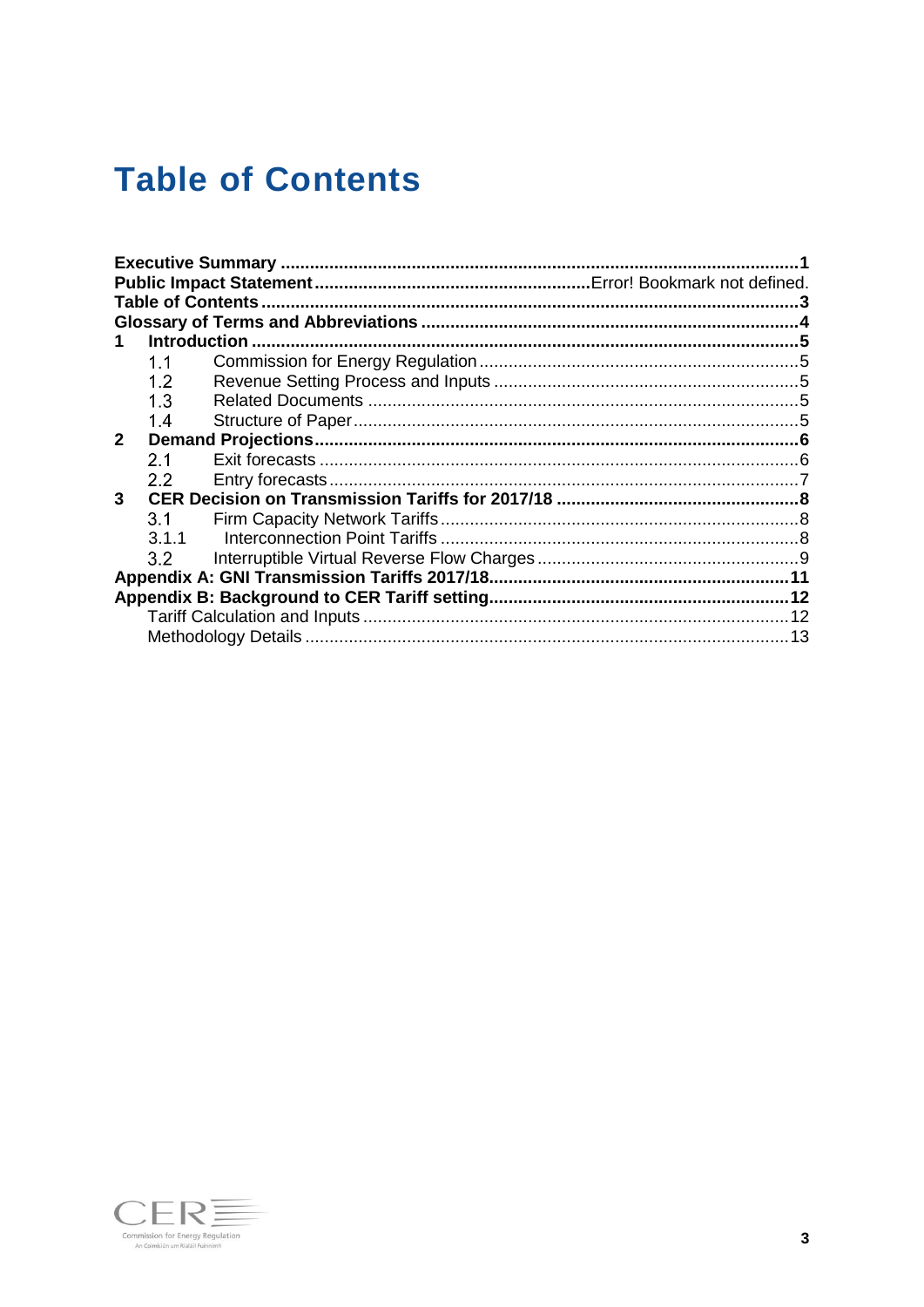# Table of Contents

**Executive Summary** ....................................................................................................... **1**
**Public Impact Statement** ...................................................... Error! Bookmark not defined.
**Table of Contents** ........................................................................................................... **3**
**Glossary of Terms and Abbreviations** ........................................................................... **4**
**1 Introduction** ................................................................................................................ **5**
- 1.1 Commission for Energy Regulation ..................................................................... 5
- 1.2 Revenue Setting Process and Inputs ................................................................... 5
- 1.3 Related Documents ............................................................................................. 5
- 1.4 Structure of Paper ................................................................................................ 5

**2 Demand Projections** ................................................................................................... **6**
- 2.1 Exit forecasts ....................................................................................................... 6
- 2.2 Entry forecasts ..................................................................................................... 7

**3 CER Decision on Transmission Tariffs for 2017/18** ................................................. **8**
- 3.1 Firm Capacity Network Tariffs .............................................................................. 8
- 3.1.1 Interconnection Point Tariffs ............................................................................ 8
- 3.2 Interruptible Virtual Reverse Flow Charges ......................................................... 9

**Appendix A: GNI Transmission Tariffs 2017/18** ............................................................. **11**
**Appendix B: Background to CER Tariff setting** ............................................................. **12**
- Tariff Calculation and Inputs ..................................................................................... 12
- Methodology Details .................................................................................................. 13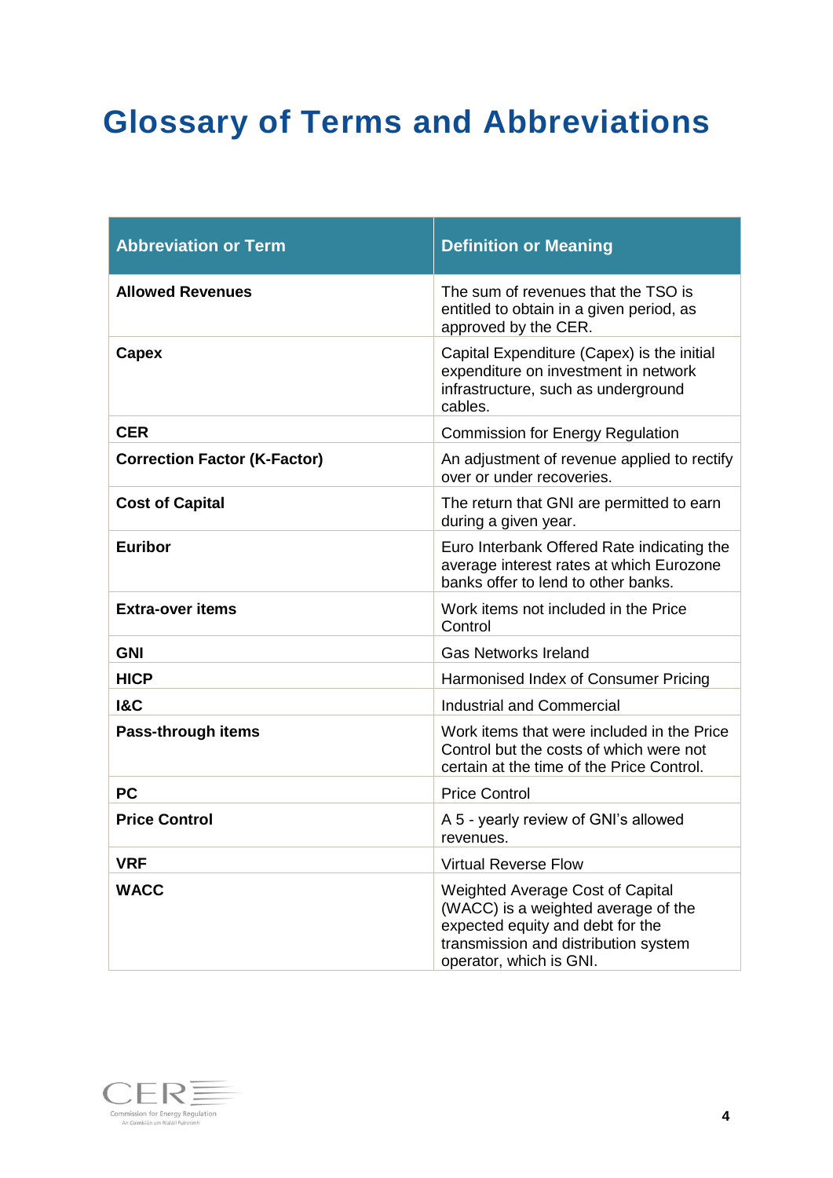# Glossary of Terms and Abbreviations

| Abbreviation or Term | Definition or Meaning |
|---|---|
| **Allowed Revenues** | The sum of revenues that the TSO is entitled to obtain in a given period, as approved by the CER. |
| **Capex** | Capital Expenditure (Capex) is the initial expenditure on investment in network infrastructure, such as underground cables. |
| **CER** | Commission for Energy Regulation |
| **Correction Factor (K-Factor)** | An adjustment of revenue applied to rectify over or under recoveries. |
| **Cost of Capital** | The return that GNI are permitted to earn during a given year. |
| **Euribor** | Euro Interbank Offered Rate indicating the average interest rates at which Eurozone banks offer to lend to other banks. |
| **Extra-over items** | Work items not included in the Price Control |
| **GNI** | Gas Networks Ireland |
| **HICP** | Harmonised Index of Consumer Pricing |
| **I&C** | Industrial and Commercial |
| **Pass-through items** | Work items that were included in the Price Control but the costs of which were not certain at the time of the Price Control. |
| **PC** | Price Control |
| **Price Control** | A 5 - yearly review of GNI's allowed revenues. |
| **VRF** | Virtual Reverse Flow |
| **WACC** | Weighted Average Cost of Capital (WACC) is a weighted average of the expected equity and debt for the transmission and distribution system operator, which is GNI. |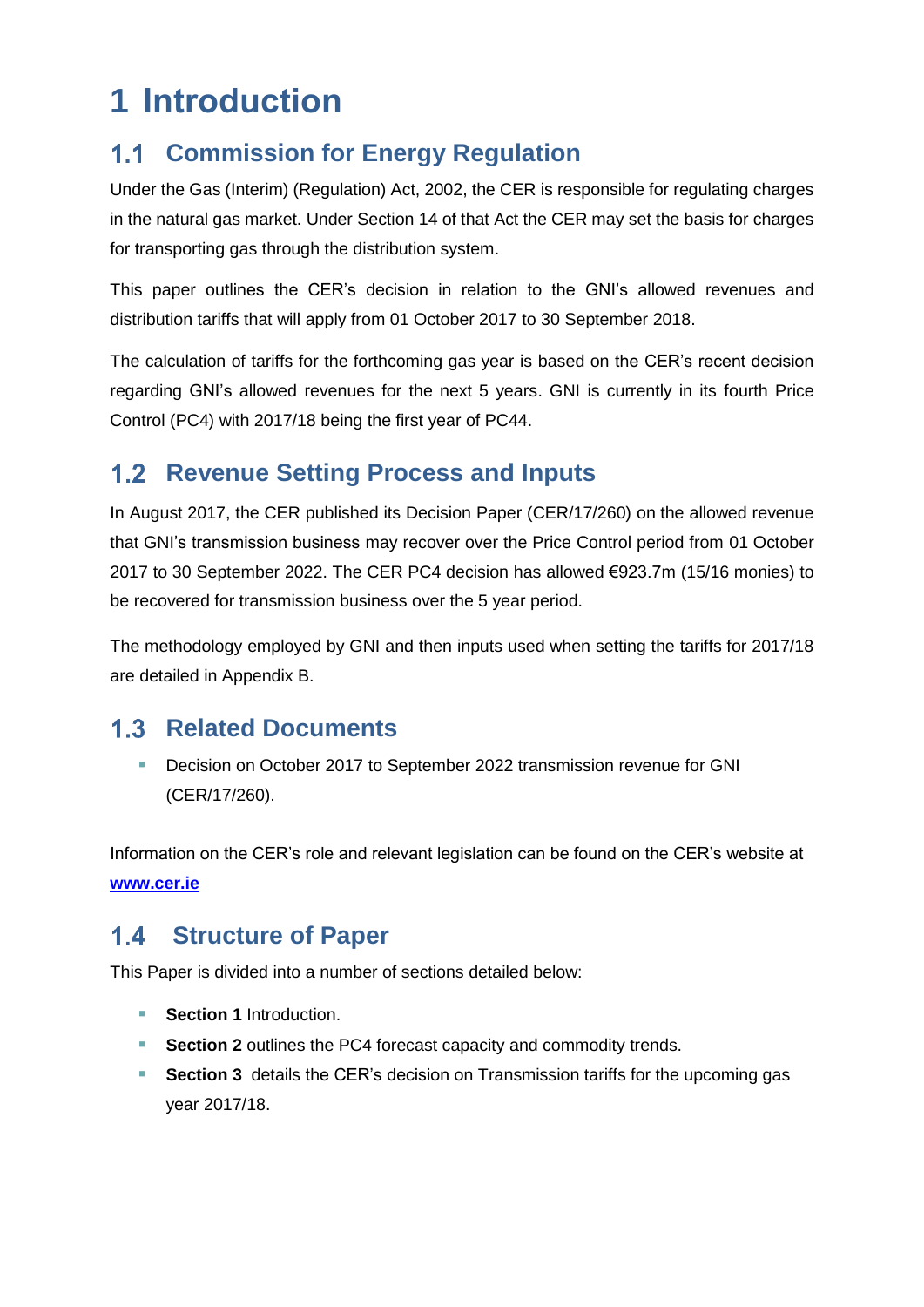# 1 Introduction

## 1.1 Commission for Energy Regulation

Under the Gas (Interim) (Regulation) Act, 2002, the CER is responsible for regulating charges in the natural gas market. Under Section 14 of that Act the CER may set the basis for charges for transporting gas through the distribution system.

This paper outlines the CER's decision in relation to the GNI's allowed revenues and distribution tariffs that will apply from 01 October 2017 to 30 September 2018.

The calculation of tariffs for the forthcoming gas year is based on the CER's recent decision regarding GNI's allowed revenues for the next 5 years. GNI is currently in its fourth Price Control (PC4) with 2017/18 being the first year of PC44.

## 1.2 Revenue Setting Process and Inputs

In August 2017, the CER published its Decision Paper (CER/17/260) on the allowed revenue that GNI's transmission business may recover over the Price Control period from 01 October 2017 to 30 September 2022. The CER PC4 decision has allowed €923.7m (15/16 monies) to be recovered for transmission business over the 5 year period.

The methodology employed by GNI and then inputs used when setting the tariffs for 2017/18 are detailed in Appendix B.

## 1.3 Related Documents

- Decision on October 2017 to September 2022 transmission revenue for GNI (CER/17/260).

Information on the CER's role and relevant legislation can be found on the CER's website at **www.cer.ie**

## 1.4 Structure of Paper

This Paper is divided into a number of sections detailed below:

- **Section 1** Introduction.
- **Section 2** outlines the PC4 forecast capacity and commodity trends.
- **Section 3** details the CER's decision on Transmission tariffs for the upcoming gas year 2017/18.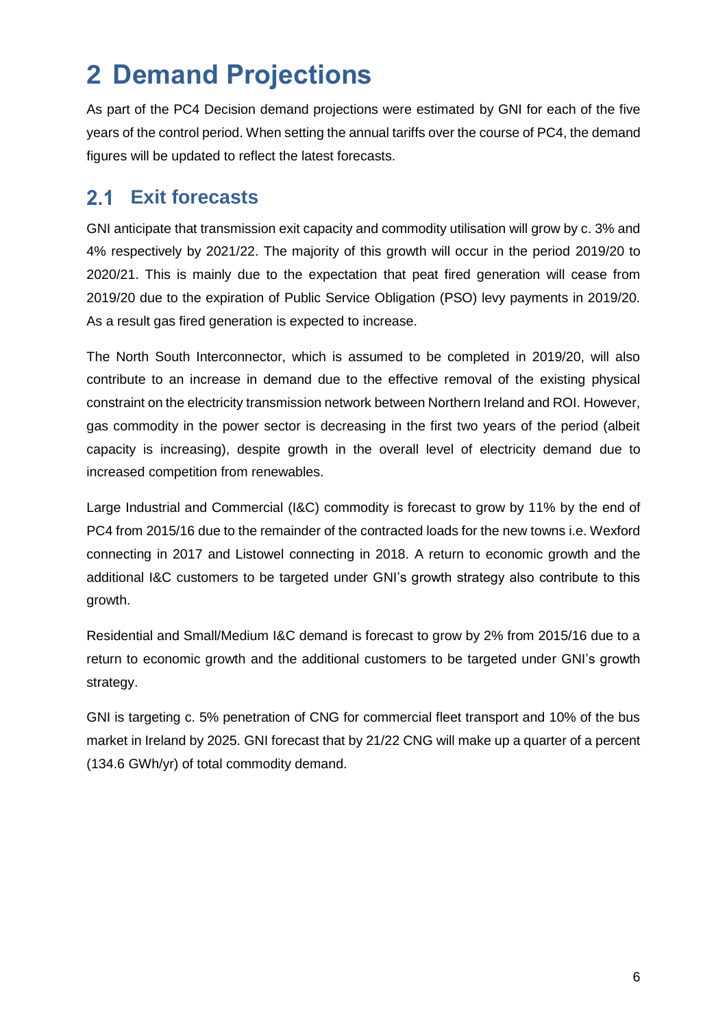# 2 Demand Projections

As part of the PC4 Decision demand projections were estimated by GNI for each of the five years of the control period. When setting the annual tariffs over the course of PC4, the demand figures will be updated to reflect the latest forecasts.

## 2.1 Exit forecasts

GNI anticipate that transmission exit capacity and commodity utilisation will grow by c. 3% and 4% respectively by 2021/22. The majority of this growth will occur in the period 2019/20 to 2020/21. This is mainly due to the expectation that peat fired generation will cease from 2019/20 due to the expiration of Public Service Obligation (PSO) levy payments in 2019/20. As a result gas fired generation is expected to increase.

The North South Interconnector, which is assumed to be completed in 2019/20, will also contribute to an increase in demand due to the effective removal of the existing physical constraint on the electricity transmission network between Northern Ireland and ROI. However, gas commodity in the power sector is decreasing in the first two years of the period (albeit capacity is increasing), despite growth in the overall level of electricity demand due to increased competition from renewables.

Large Industrial and Commercial (I&C) commodity is forecast to grow by 11% by the end of PC4 from 2015/16 due to the remainder of the contracted loads for the new towns i.e. Wexford connecting in 2017 and Listowel connecting in 2018. A return to economic growth and the additional I&C customers to be targeted under GNI's growth strategy also contribute to this growth.

Residential and Small/Medium I&C demand is forecast to grow by 2% from 2015/16 due to a return to economic growth and the additional customers to be targeted under GNI's growth strategy.

GNI is targeting c. 5% penetration of CNG for commercial fleet transport and 10% of the bus market in Ireland by 2025. GNI forecast that by 21/22 CNG will make up a quarter of a percent (134.6 GWh/yr) of total commodity demand.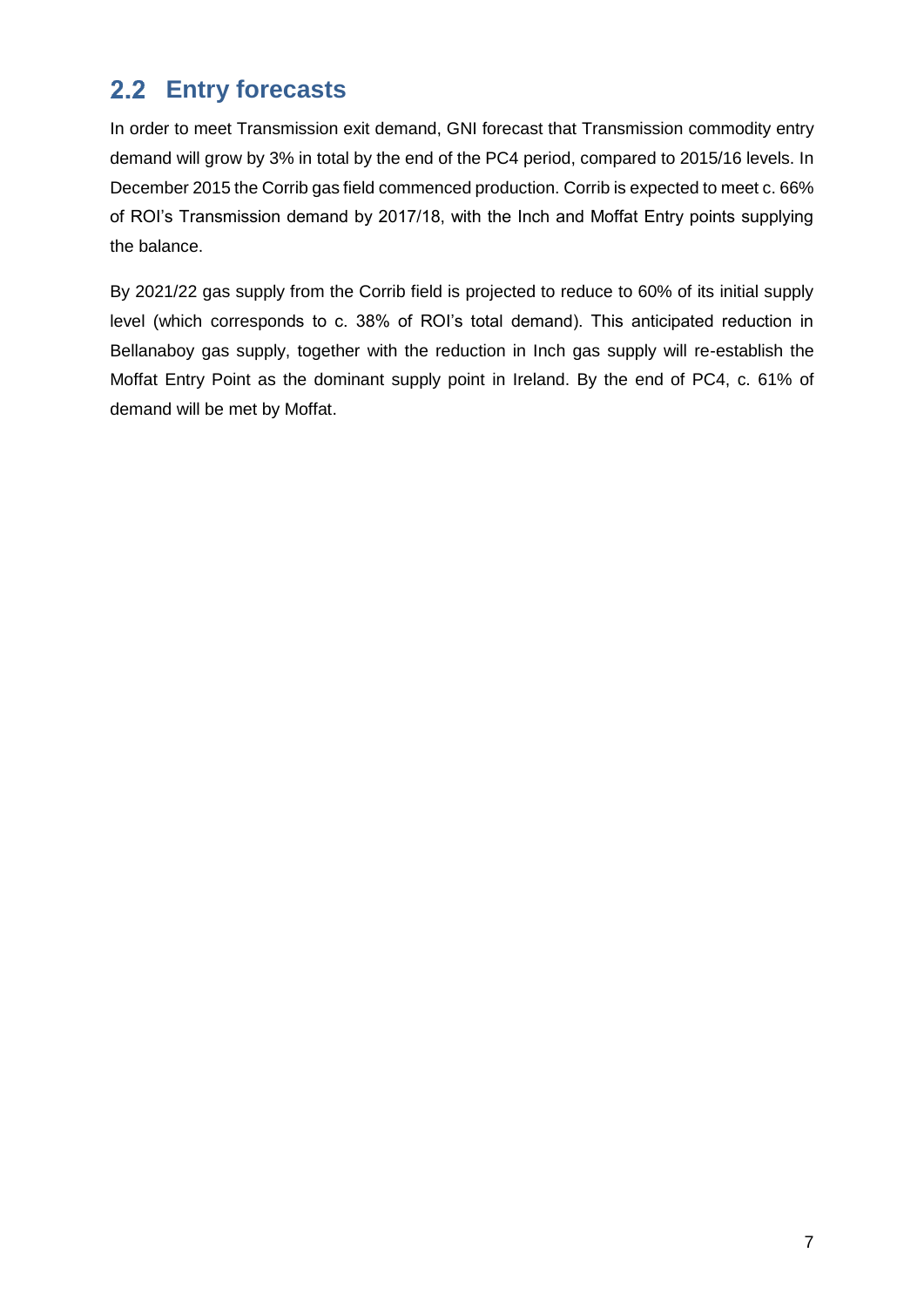## 2.2 Entry forecasts

In order to meet Transmission exit demand, GNI forecast that Transmission commodity entry demand will grow by 3% in total by the end of the PC4 period, compared to 2015/16 levels. In December 2015 the Corrib gas field commenced production. Corrib is expected to meet c. 66% of ROI's Transmission demand by 2017/18, with the Inch and Moffat Entry points supplying the balance.

By 2021/22 gas supply from the Corrib field is projected to reduce to 60% of its initial supply level (which corresponds to c. 38% of ROI's total demand). This anticipated reduction in Bellanaboy gas supply, together with the reduction in Inch gas supply will re-establish the Moffat Entry Point as the dominant supply point in Ireland. By the end of PC4, c. 61% of demand will be met by Moffat.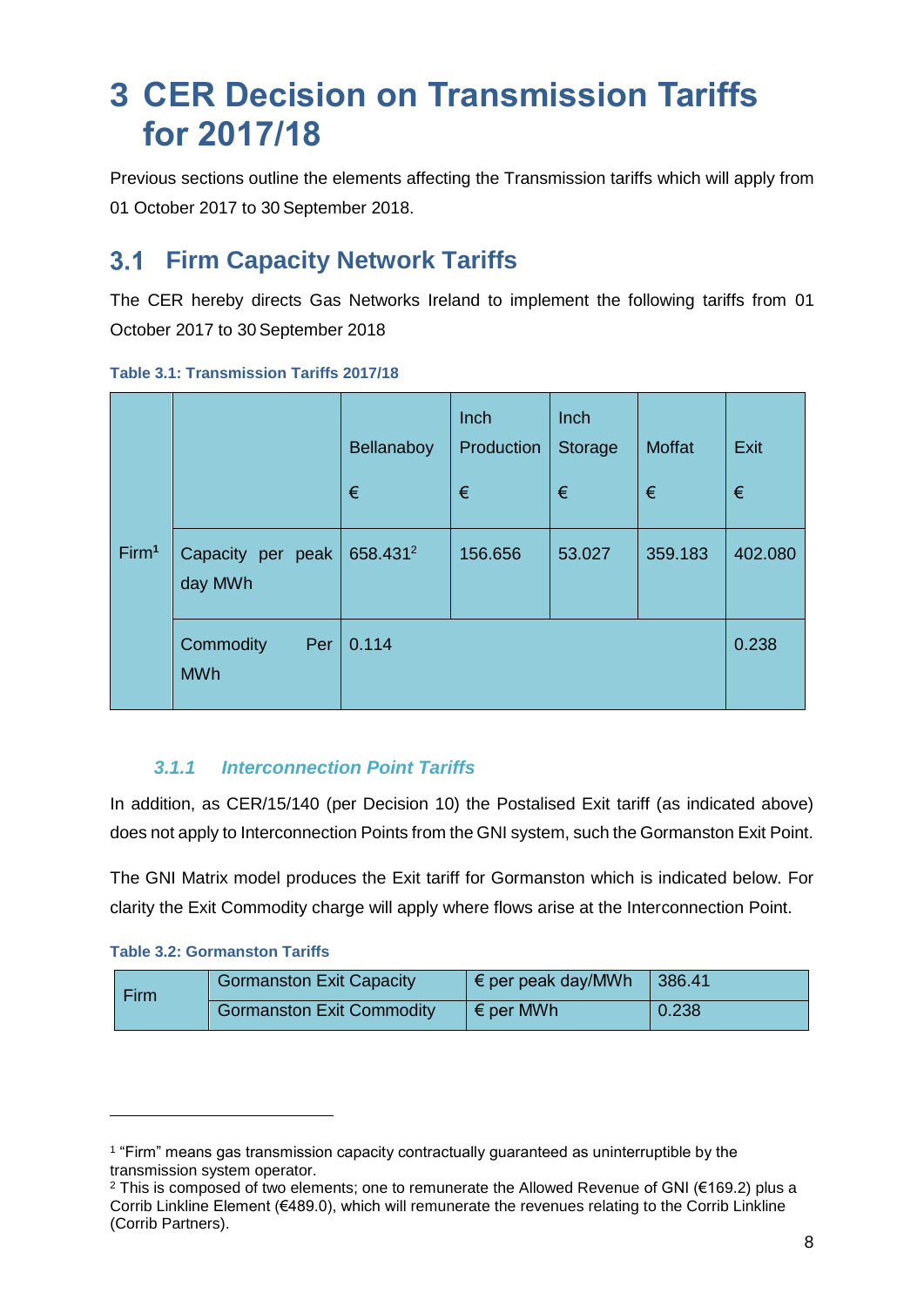# 3 CER Decision on Transmission Tariffs for 2017/18

Previous sections outline the elements affecting the Transmission tariffs which will apply from 01 October 2017 to 30 September 2018.

## 3.1 Firm Capacity Network Tariffs

The CER hereby directs Gas Networks Ireland to implement the following tariffs from 01 October 2017 to 30 September 2018

**Table 3.1: Transmission Tariffs 2017/18**

| | | Bellanaboy € | Inch Production € | Inch Storage € | Moffat € | Exit € |
|---|---|---|---|---|---|---|
| Firm[1] | Capacity per peak day MWh | 658.431[2] | 156.656 | 53.027 | 359.183 | 402.080 |
| | Commodity Per MWh | 0.114 | | | | 0.238 |

### *3.1.1 Interconnection Point Tariffs*

In addition, as CER/15/140 (per Decision 10) the Postalised Exit tariff (as indicated above) does not apply to Interconnection Points from the GNI system, such the Gormanston Exit Point.

The GNI Matrix model produces the Exit tariff for Gormanston which is indicated below. For clarity the Exit Commodity charge will apply where flows arise at the Interconnection Point.

**Table 3.2: Gormanston Tariffs**

| | | | |
|---|---|---|---|
| Firm | Gormanston Exit Capacity | € per peak day/MWh | 386.41 |
| | Gormanston Exit Commodity | € per MWh | 0.238 |

[1] "Firm" means gas transmission capacity contractually guaranteed as uninterruptible by the transmission system operator.

[2] This is composed of two elements; one to remunerate the Allowed Revenue of GNI (€169.2) plus a Corrib Linkline Element (€489.0), which will remunerate the revenues relating to the Corrib Linkline (Corrib Partners).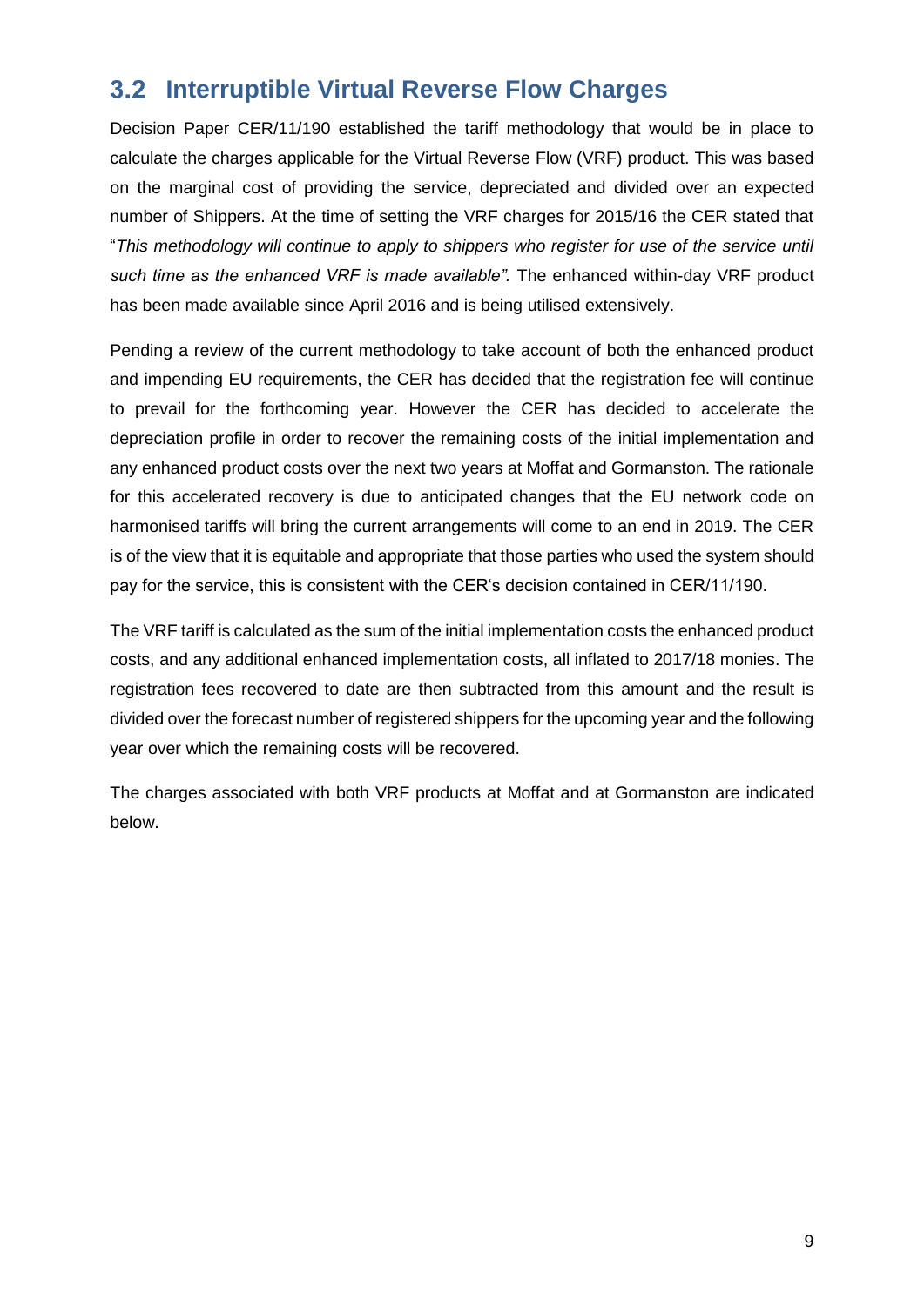## 3.2 Interruptible Virtual Reverse Flow Charges

Decision Paper CER/11/190 established the tariff methodology that would be in place to calculate the charges applicable for the Virtual Reverse Flow (VRF) product. This was based on the marginal cost of providing the service, depreciated and divided over an expected number of Shippers. At the time of setting the VRF charges for 2015/16 the CER stated that "*This methodology will continue to apply to shippers who register for use of the service until such time as the enhanced VRF is made available".* The enhanced within-day VRF product has been made available since April 2016 and is being utilised extensively.

Pending a review of the current methodology to take account of both the enhanced product and impending EU requirements, the CER has decided that the registration fee will continue to prevail for the forthcoming year. However the CER has decided to accelerate the depreciation profile in order to recover the remaining costs of the initial implementation and any enhanced product costs over the next two years at Moffat and Gormanston. The rationale for this accelerated recovery is due to anticipated changes that the EU network code on harmonised tariffs will bring the current arrangements will come to an end in 2019. The CER is of the view that it is equitable and appropriate that those parties who used the system should pay for the service, this is consistent with the CER's decision contained in CER/11/190.

The VRF tariff is calculated as the sum of the initial implementation costs the enhanced product costs, and any additional enhanced implementation costs, all inflated to 2017/18 monies. The registration fees recovered to date are then subtracted from this amount and the result is divided over the forecast number of registered shippers for the upcoming year and the following year over which the remaining costs will be recovered.

The charges associated with both VRF products at Moffat and at Gormanston are indicated below.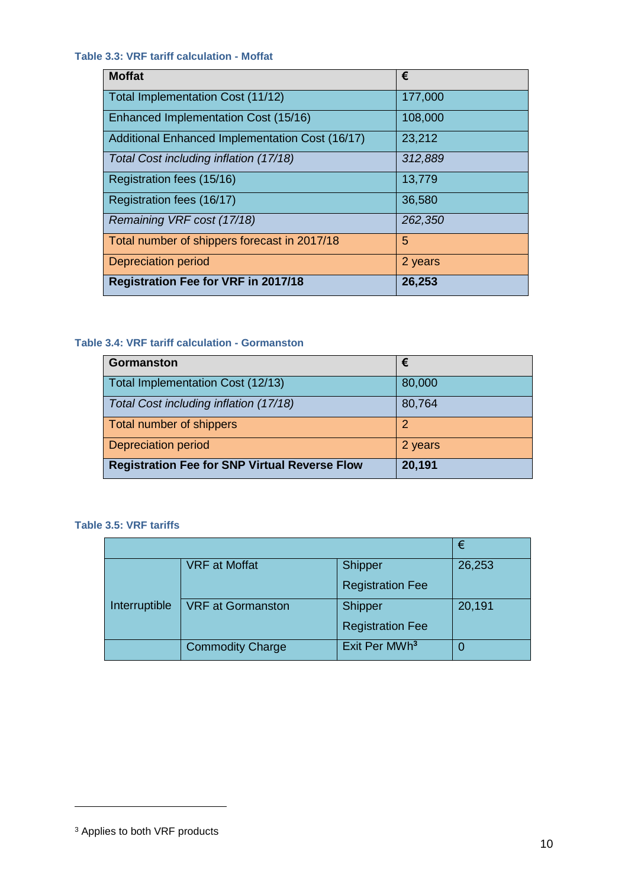**Table 3.3: VRF tariff calculation - Moffat**

| **Moffat** | **€** |
|---|---|
| Total Implementation Cost (11/12) | 177,000 |
| Enhanced Implementation Cost (15/16) | 108,000 |
| Additional Enhanced Implementation Cost (16/17) | 23,212 |
| *Total Cost including inflation (17/18)* | *312,889* |
| Registration fees (15/16) | 13,779 |
| Registration fees (16/17) | 36,580 |
| *Remaining VRF cost (17/18)* | *262,350* |
| Total number of shippers forecast in 2017/18 | 5 |
| Depreciation period | 2 years |
| **Registration Fee for VRF in 2017/18** | **26,253** |

**Table 3.4: VRF tariff calculation - Gormanston**

| **Gormanston** | **€** |
|---|---|
| Total Implementation Cost (12/13) | 80,000 |
| *Total Cost including inflation (17/18)* | 80,764 |
| Total number of shippers | 2 |
| Depreciation period | 2 years |
| **Registration Fee for SNP Virtual Reverse Flow** | **20,191** |

**Table 3.5: VRF tariffs**

| | | | € |
|---|---|---|---|
| Interruptible | VRF at Moffat | Shipper Registration Fee | 26,253 |
| | VRF at Gormanston | Shipper Registration Fee | 20,191 |
| | Commodity Charge | Exit Per MWh[3] | 0 |

[3] Applies to both VRF products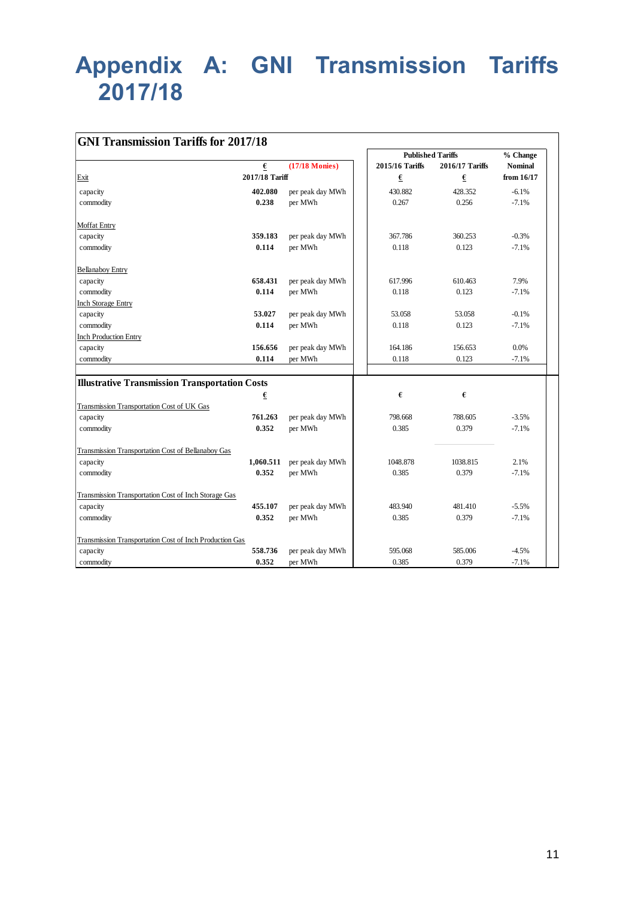# Appendix A: GNI Transmission Tariffs 2017/18

**GNI Transmission Tariffs for 2017/18**

| | € | (17/18 Monies) | Published Tariffs | | % Change |
|---|---|---|---|---|---|
| | | | 2015/16 Tariffs | 2016/17 Tariffs | Nominal |
| Exit | 2017/18 Tariff | | € | € | from 16/17 |
| capacity | **402.080** | per peak day MWh | 430.882 | 428.352 | -6.1% |
| commodity | **0.238** | per MWh | 0.267 | 0.256 | -7.1% |
| Moffat Entry | | | | | |
| capacity | **359.183** | per peak day MWh | 367.786 | 360.253 | -0.3% |
| commodity | **0.114** | per MWh | 0.118 | 0.123 | -7.1% |
| Bellanaboy Entry | | | | | |
| capacity | **658.431** | per peak day MWh | 617.996 | 610.463 | 7.9% |
| commodity | **0.114** | per MWh | 0.118 | 0.123 | -7.1% |
| Inch Storage Entry | | | | | |
| capacity | **53.027** | per peak day MWh | 53.058 | 53.058 | -0.1% |
| commodity | **0.114** | per MWh | 0.118 | 0.123 | -7.1% |
| Inch Production Entry | | | | | |
| capacity | **156.656** | per peak day MWh | 164.186 | 156.653 | 0.0% |
| commodity | **0.114** | per MWh | 0.118 | 0.123 | -7.1% |

**Illustrative Transmission Transportation Costs**

| | € | | € | € | |
|---|---|---|---|---|---|
| Transmission Transportation Cost of UK Gas | | | | | |
| capacity | **761.263** | per peak day MWh | 798.668 | 788.605 | -3.5% |
| commodity | **0.352** | per MWh | 0.385 | 0.379 | -7.1% |
| Transmission Transportation Cost of Bellanaboy Gas | | | | | |
| capacity | **1,060.511** | per peak day MWh | 1048.878 | 1038.815 | 2.1% |
| commodity | **0.352** | per MWh | 0.385 | 0.379 | -7.1% |
| Transmission Transportation Cost of Inch Storage Gas | | | | | |
| capacity | **455.107** | per peak day MWh | 483.940 | 481.410 | -5.5% |
| commodity | **0.352** | per MWh | 0.385 | 0.379 | -7.1% |
| Transmission Transportation Cost of Inch Production Gas | | | | | |
| capacity | **558.736** | per peak day MWh | 595.068 | 585.006 | -4.5% |
| commodity | **0.352** | per MWh | 0.385 | 0.379 | -7.1% |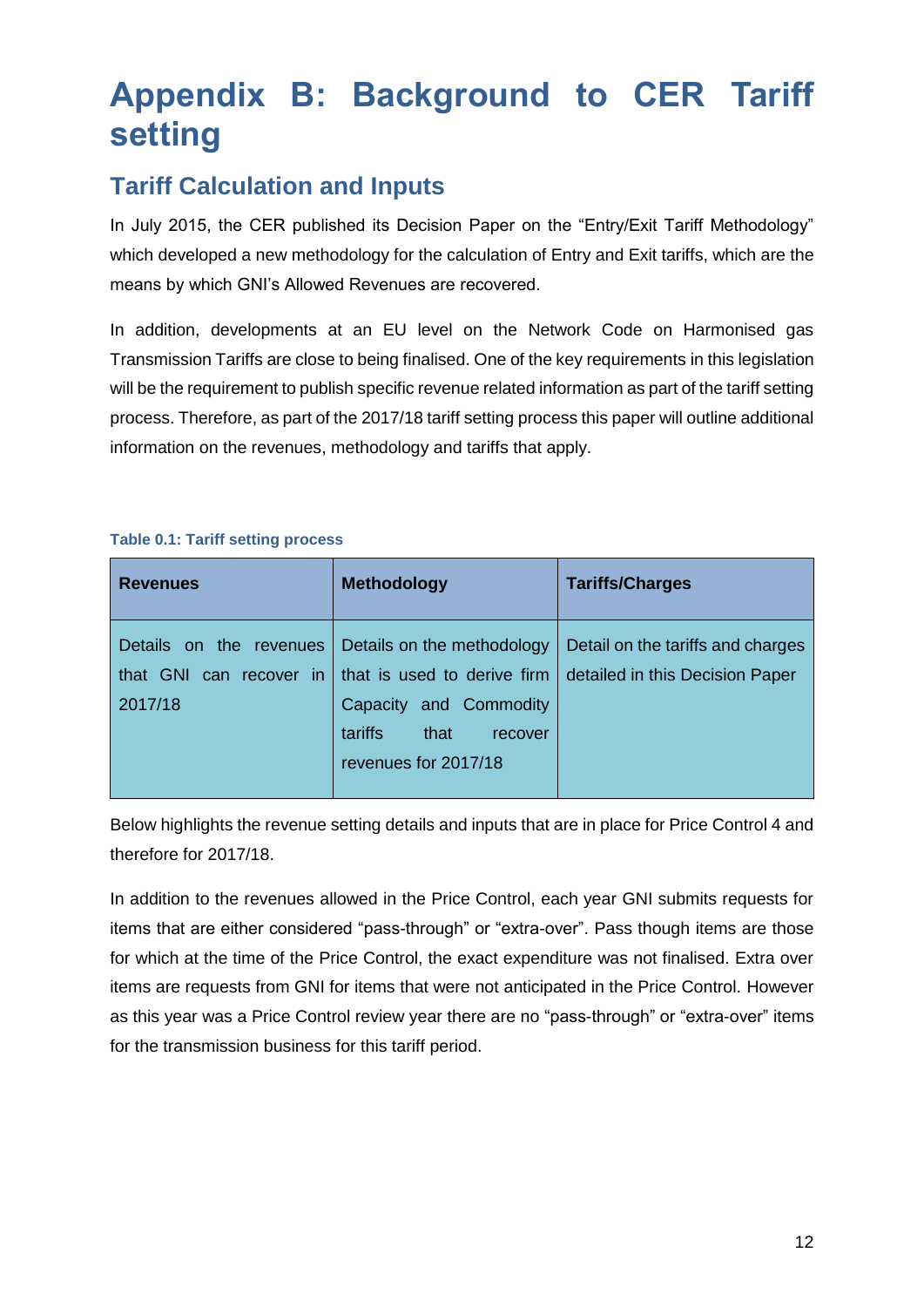# Appendix B: Background to CER Tariff setting

## Tariff Calculation and Inputs

In July 2015, the CER published its Decision Paper on the "Entry/Exit Tariff Methodology" which developed a new methodology for the calculation of Entry and Exit tariffs, which are the means by which GNI's Allowed Revenues are recovered.

In addition, developments at an EU level on the Network Code on Harmonised gas Transmission Tariffs are close to being finalised. One of the key requirements in this legislation will be the requirement to publish specific revenue related information as part of the tariff setting process. Therefore, as part of the 2017/18 tariff setting process this paper will outline additional information on the revenues, methodology and tariffs that apply.

**Table 0.1: Tariff setting process**

| Revenues | Methodology | Tariffs/Charges |
|---|---|---|
| Details on the revenues that GNI can recover in 2017/18 | Details on the methodology that is used to derive firm Capacity and Commodity tariffs that recover revenues for 2017/18 | Detail on the tariffs and charges detailed in this Decision Paper |

Below highlights the revenue setting details and inputs that are in place for Price Control 4 and therefore for 2017/18.

In addition to the revenues allowed in the Price Control, each year GNI submits requests for items that are either considered "pass-through" or "extra-over". Pass though items are those for which at the time of the Price Control, the exact expenditure was not finalised. Extra over items are requests from GNI for items that were not anticipated in the Price Control. However as this year was a Price Control review year there are no "pass-through" or "extra-over" items for the transmission business for this tariff period.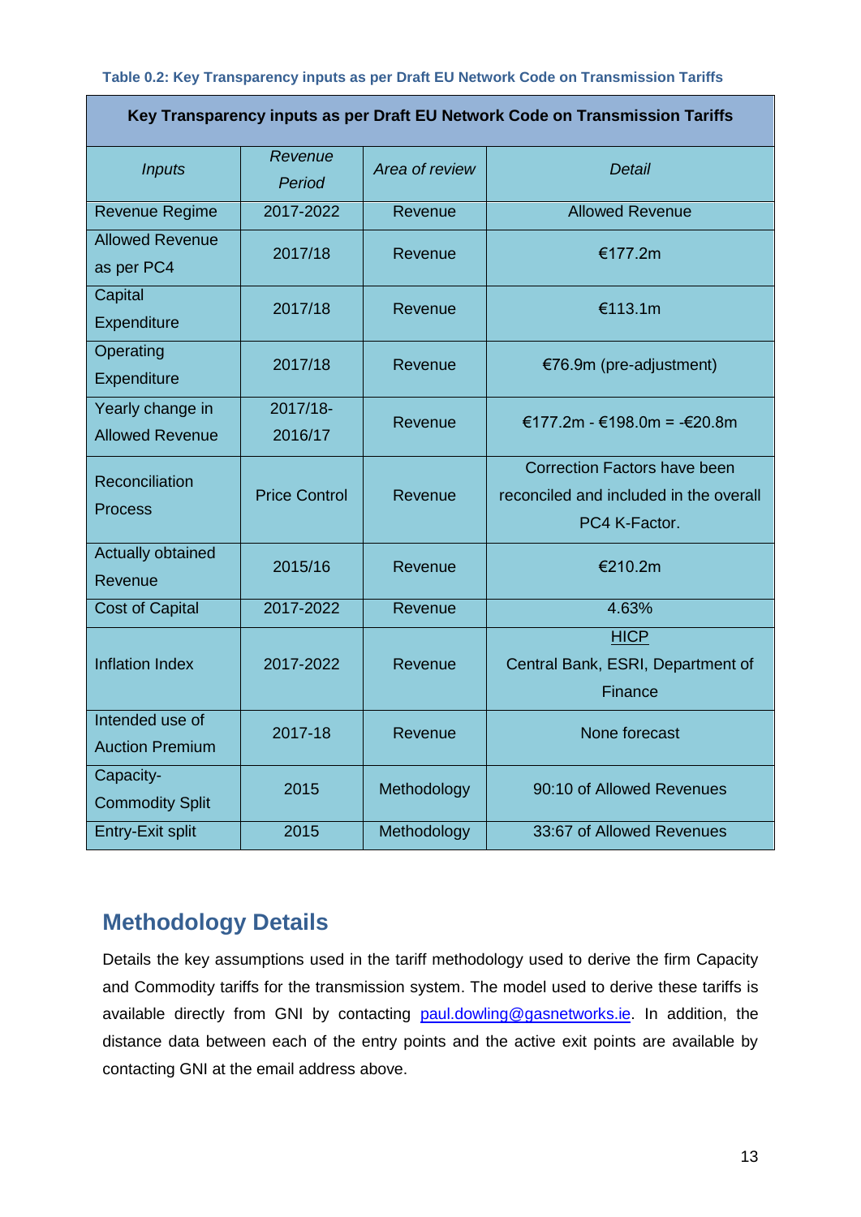**Table 0.2: Key Transparency inputs as per Draft EU Network Code on Transmission Tariffs**

| Key Transparency inputs as per Draft EU Network Code on Transmission Tariffs | | | |
|---|---|---|---|
| *Inputs* | *Revenue Period* | *Area of review* | *Detail* |
| Revenue Regime | 2017-2022 | Revenue | Allowed Revenue |
| Allowed Revenue as per PC4 | 2017/18 | Revenue | €177.2m |
| Capital Expenditure | 2017/18 | Revenue | €113.1m |
| Operating Expenditure | 2017/18 | Revenue | €76.9m (pre-adjustment) |
| Yearly change in Allowed Revenue | 2017/18-2016/17 | Revenue | €177.2m - €198.0m = -€20.8m |
| Reconciliation Process | Price Control | Revenue | Correction Factors have been reconciled and included in the overall PC4 K-Factor. |
| Actually obtained Revenue | 2015/16 | Revenue | €210.2m |
| Cost of Capital | 2017-2022 | Revenue | 4.63% |
| Inflation Index | 2017-2022 | Revenue | HICP<br>Central Bank, ESRI, Department of Finance |
| Intended use of Auction Premium | 2017-18 | Revenue | None forecast |
| Capacity-Commodity Split | 2015 | Methodology | 90:10 of Allowed Revenues |
| Entry-Exit split | 2015 | Methodology | 33:67 of Allowed Revenues |

## Methodology Details

Details the key assumptions used in the tariff methodology used to derive the firm Capacity and Commodity tariffs for the transmission system. The model used to derive these tariffs is available directly from GNI by contacting paul.dowling@gasnetworks.ie. In addition, the distance data between each of the entry points and the active exit points are available by contacting GNI at the email address above.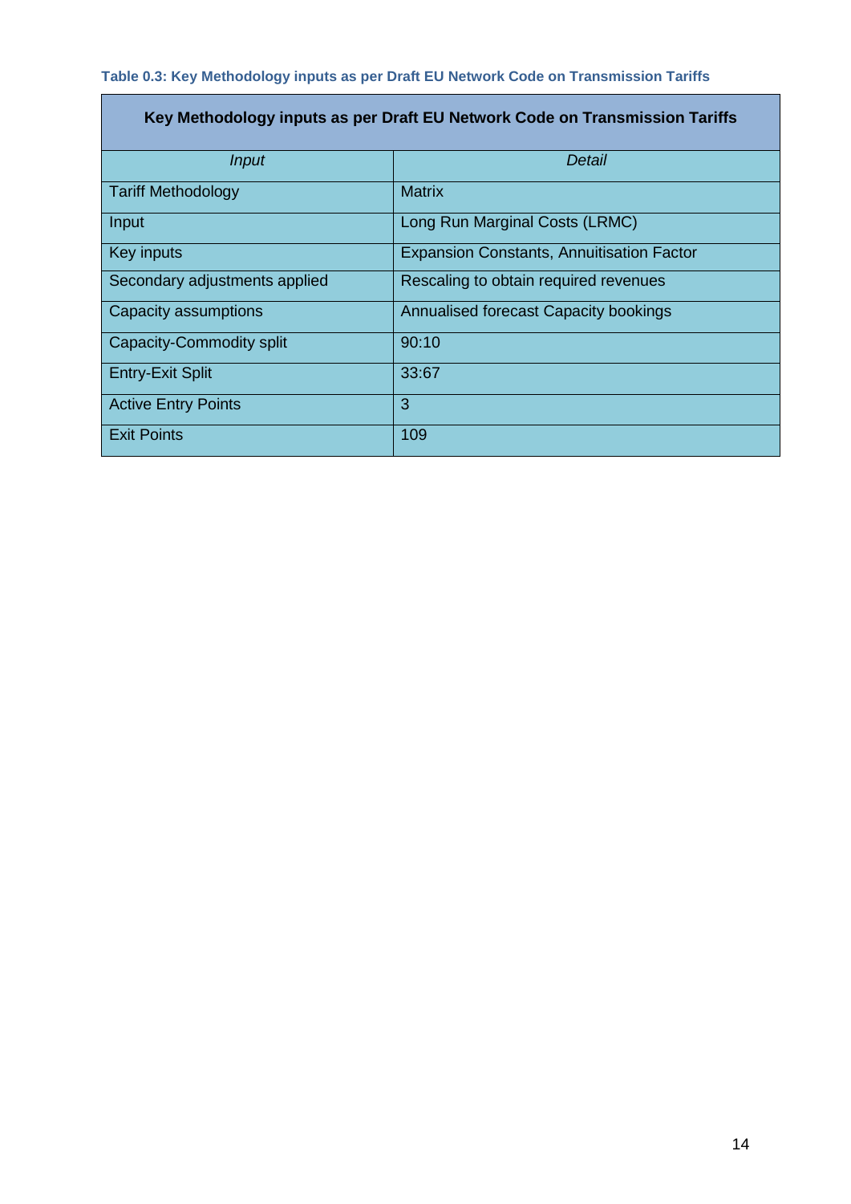**Table 0.3: Key Methodology inputs as per Draft EU Network Code on Transmission Tariffs**

| Key Methodology inputs as per Draft EU Network Code on Transmission Tariffs | |
|---|---|
| *Input* | *Detail* |
| Tariff Methodology | Matrix |
| Input | Long Run Marginal Costs (LRMC) |
| Key inputs | Expansion Constants, Annuitisation Factor |
| Secondary adjustments applied | Rescaling to obtain required revenues |
| Capacity assumptions | Annualised forecast Capacity bookings |
| Capacity-Commodity split | 90:10 |
| Entry-Exit Split | 33:67 |
| Active Entry Points | 3 |
| Exit Points | 109 |